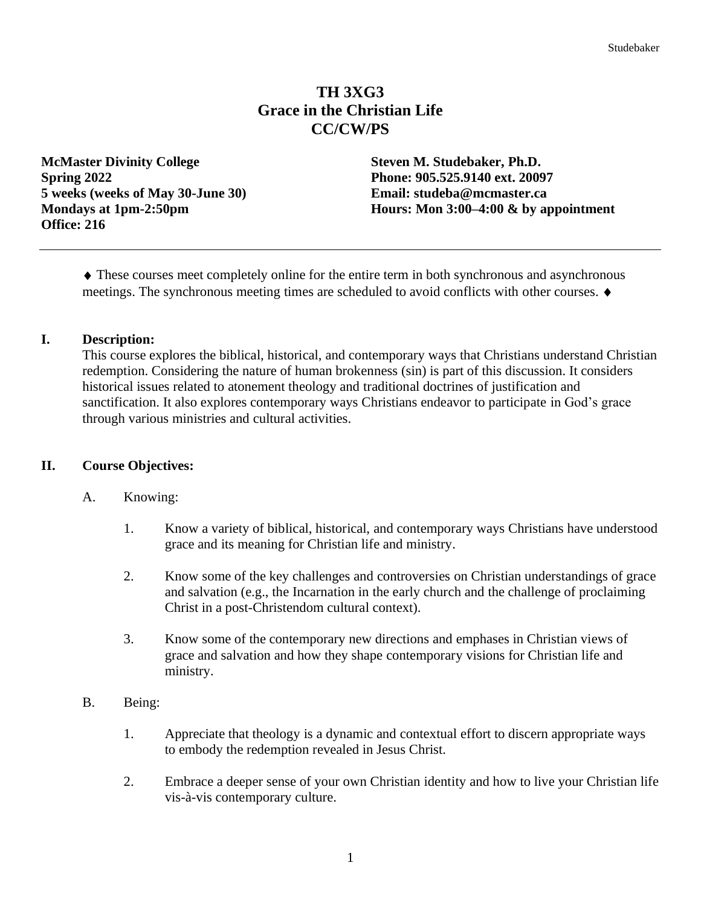# TH 3XG3
# Grace in the Christian Life
# CC/CW/PS

**McMaster Divinity College**
**Spring 2022**
**5 weeks (weeks of May 30-June 30)**
**Mondays at 1pm-2:50pm**
**Office: 216**

**Steven M. Studebaker, Ph.D.**
**Phone: 905.525.9140 ext. 20097**
**Email: studeba@mcmaster.ca**
**Hours: Mon 3:00–4:00 & by appointment**

---

♦ These courses meet completely online for the entire term in both synchronous and asynchronous meetings. The synchronous meeting times are scheduled to avoid conflicts with other courses. ♦

## I. Description:

This course explores the biblical, historical, and contemporary ways that Christians understand Christian redemption. Considering the nature of human brokenness (sin) is part of this discussion. It considers historical issues related to atonement theology and traditional doctrines of justification and sanctification. It also explores contemporary ways Christians endeavor to participate in God's grace through various ministries and cultural activities.

## II. Course Objectives:

A. Knowing:

1. Know a variety of biblical, historical, and contemporary ways Christians have understood grace and its meaning for Christian life and ministry.

2. Know some of the key challenges and controversies on Christian understandings of grace and salvation (e.g., the Incarnation in the early church and the challenge of proclaiming Christ in a post-Christendom cultural context).

3. Know some of the contemporary new directions and emphases in Christian views of grace and salvation and how they shape contemporary visions for Christian life and ministry.

B. Being:

1. Appreciate that theology is a dynamic and contextual effort to discern appropriate ways to embody the redemption revealed in Jesus Christ.

2. Embrace a deeper sense of your own Christian identity and how to live your Christian life vis-à-vis contemporary culture.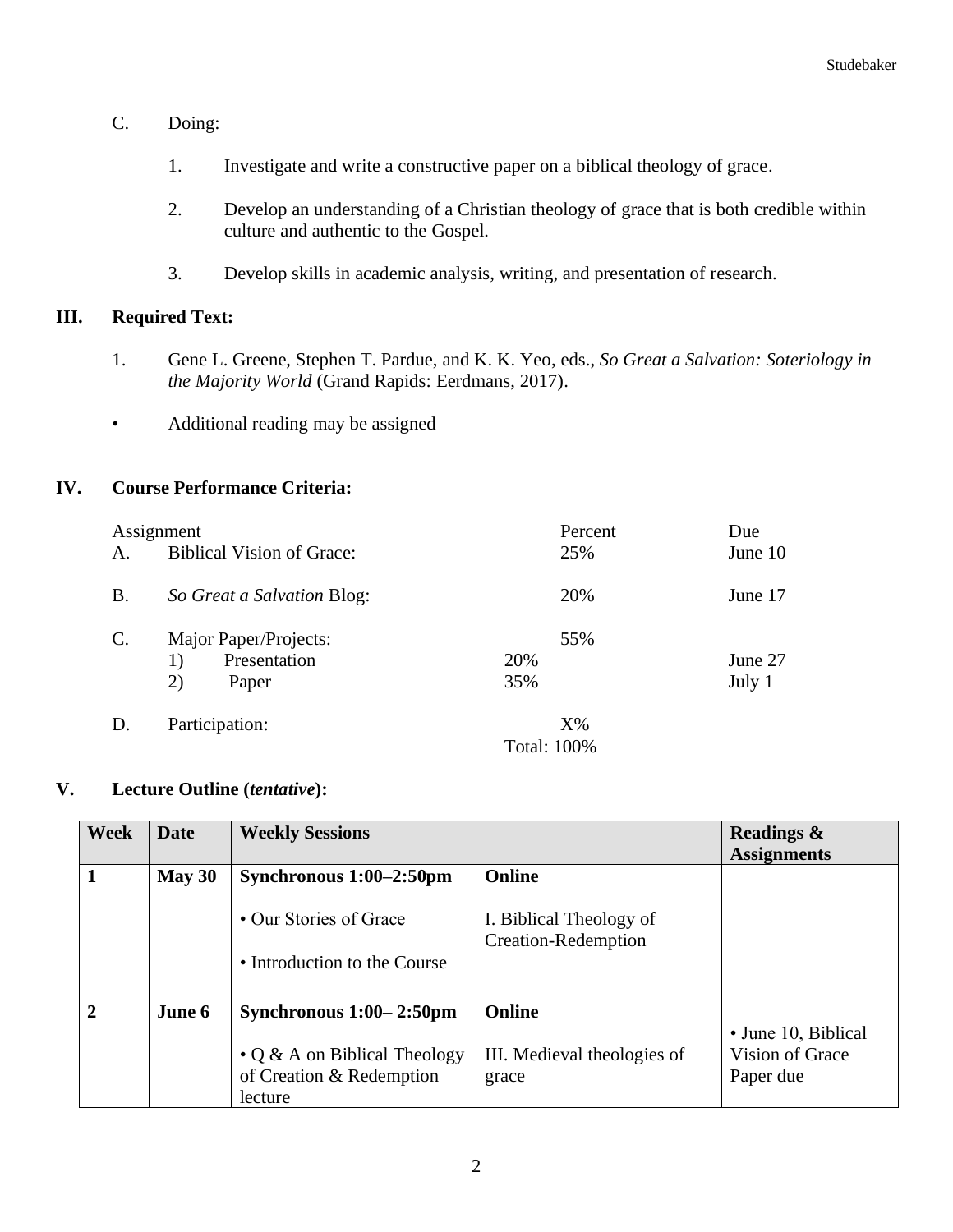C. Doing:

1. Investigate and write a constructive paper on a biblical theology of grace.

2. Develop an understanding of a Christian theology of grace that is both credible within culture and authentic to the Gospel.

3. Develop skills in academic analysis, writing, and presentation of research.

## III. Required Text:

1. Gene L. Greene, Stephen T. Pardue, and K. K. Yeo, eds., *So Great a Salvation: Soteriology in the Majority World* (Grand Rapids: Eerdmans, 2017).

- Additional reading may be assigned

## IV. Course Performance Criteria:

| Assignment | | | Percent | Due |
|---|---|---|---|---|
| A. | Biblical Vision of Grace: | | 25% | June 10 |
| B. | *So Great a Salvation* Blog: | | 20% | June 17 |
| C. | Major Paper/Projects: | | 55% | |
| | 1) Presentation | 20% | | June 27 |
| | 2) Paper | 35% | | July 1 |
| D. | Participation: | | X% | |
| | | | Total: 100% | |

## V. Lecture Outline (*tentative*):

| Week | Date | Weekly Sessions | | Readings & Assignments |
|---|---|---|---|---|
| **1** | **May 30** | **Synchronous 1:00–2:50pm**<br><br>• Our Stories of Grace<br><br>• Introduction to the Course | **Online**<br><br>I. Biblical Theology of Creation-Redemption | |
| **2** | **June 6** | **Synchronous 1:00– 2:50pm**<br><br>• Q & A on Biblical Theology of Creation & Redemption lecture | **Online**<br><br>III. Medieval theologies of grace | • June 10, Biblical Vision of Grace Paper due |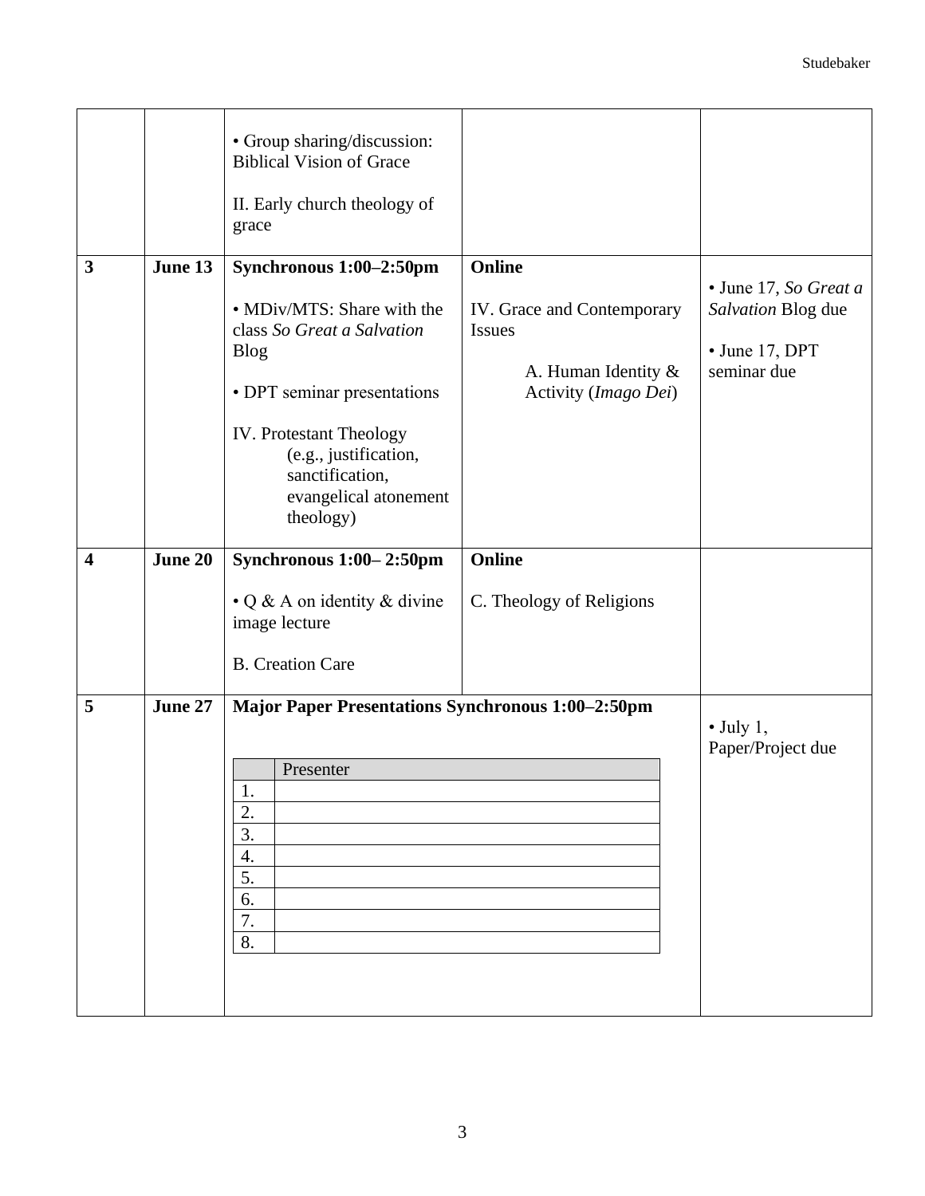| | | | | |
|---|---|---|---|---|
| | | • Group sharing/discussion: Biblical Vision of Grace<br><br>II. Early church theology of grace | | |
| **3** | **June 13** | **Synchronous 1:00–2:50pm**<br><br>• MDiv/MTS: Share with the class *So Great a Salvation* Blog<br><br>• DPT seminar presentations<br><br>IV. Protestant Theology (e.g., justification, sanctification, evangelical atonement theology) | **Online**<br><br>IV. Grace and Contemporary Issues<br><br>A. Human Identity & Activity (*Imago Dei*) | • June 17, *So Great a Salvation* Blog due<br><br>• June 17, DPT seminar due |
| **4** | **June 20** | **Synchronous 1:00– 2:50pm**<br><br>• Q & A on identity & divine image lecture<br><br>B. Creation Care | **Online**<br><br>C. Theology of Religions | |
| **5** | **June 27** | **Major Paper Presentations Synchronous 1:00–2:50pm**<br><br>(Presenter table: 1.–8., blank) | | • July 1, Paper/Project due |

| | Presenter |
|---|---|
| 1. | |
| 2. | |
| 3. | |
| 4. | |
| 5. | |
| 6. | |
| 7. | |
| 8. | |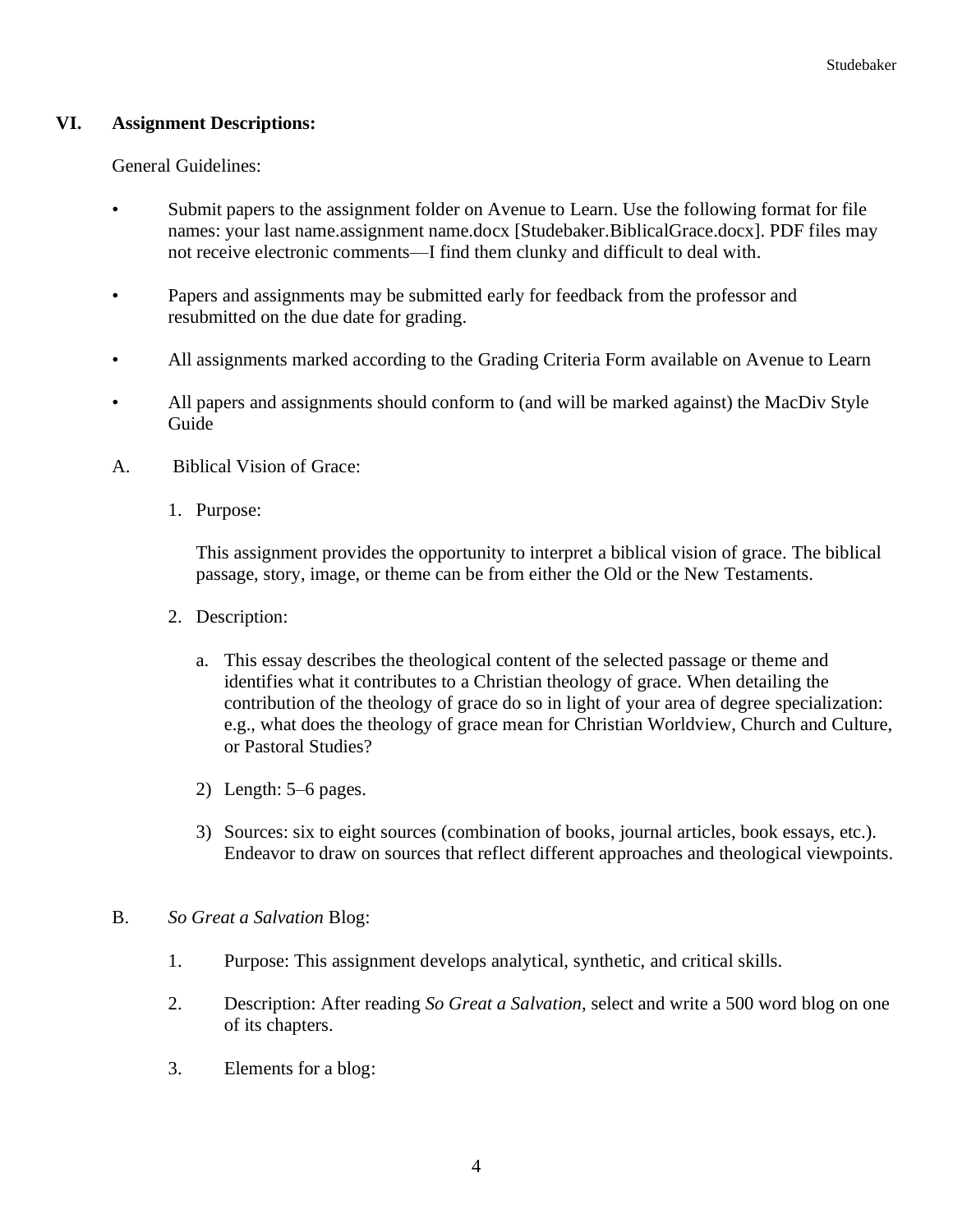## VI. Assignment Descriptions:

General Guidelines:

- Submit papers to the assignment folder on Avenue to Learn. Use the following format for file names: your last name.assignment name.docx [Studebaker.BiblicalGrace.docx]. PDF files may not receive electronic comments—I find them clunky and difficult to deal with.
- Papers and assignments may be submitted early for feedback from the professor and resubmitted on the due date for grading.
- All assignments marked according to the Grading Criteria Form available on Avenue to Learn
- All papers and assignments should conform to (and will be marked against) the MacDiv Style Guide

A. Biblical Vision of Grace:

1. Purpose:

   This assignment provides the opportunity to interpret a biblical vision of grace. The biblical passage, story, image, or theme can be from either the Old or the New Testaments.

2. Description:

   a. This essay describes the theological content of the selected passage or theme and identifies what it contributes to a Christian theology of grace. When detailing the contribution of the theology of grace do so in light of your area of degree specialization: e.g., what does the theology of grace mean for Christian Worldview, Church and Culture, or Pastoral Studies?

   2) Length: 5–6 pages.

   3) Sources: six to eight sources (combination of books, journal articles, book essays, etc.). Endeavor to draw on sources that reflect different approaches and theological viewpoints.

B. *So Great a Salvation* Blog:

1. Purpose: This assignment develops analytical, synthetic, and critical skills.

2. Description: After reading *So Great a Salvation*, select and write a 500 word blog on one of its chapters.

3. Elements for a blog: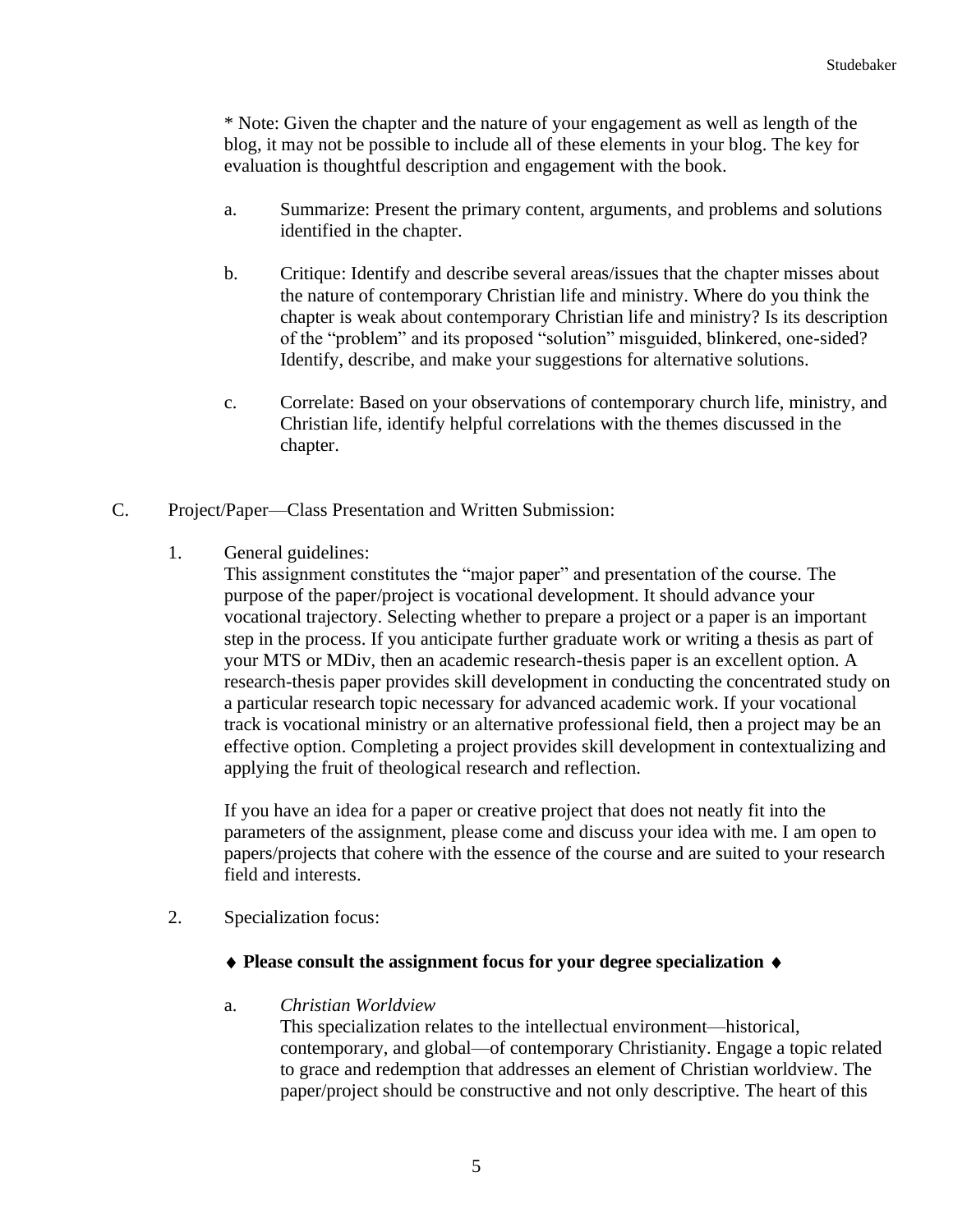* Note: Given the chapter and the nature of your engagement as well as length of the blog, it may not be possible to include all of these elements in your blog. The key for evaluation is thoughtful description and engagement with the book.

a. Summarize: Present the primary content, arguments, and problems and solutions identified in the chapter.

b. Critique: Identify and describe several areas/issues that the chapter misses about the nature of contemporary Christian life and ministry. Where do you think the chapter is weak about contemporary Christian life and ministry? Is its description of the "problem" and its proposed "solution" misguided, blinkered, one-sided? Identify, describe, and make your suggestions for alternative solutions.

c. Correlate: Based on your observations of contemporary church life, ministry, and Christian life, identify helpful correlations with the themes discussed in the chapter.

C. Project/Paper—Class Presentation and Written Submission:

1. General guidelines:
This assignment constitutes the "major paper" and presentation of the course. The purpose of the paper/project is vocational development. It should advance your vocational trajectory. Selecting whether to prepare a project or a paper is an important step in the process. If you anticipate further graduate work or writing a thesis as part of your MTS or MDiv, then an academic research-thesis paper is an excellent option. A research-thesis paper provides skill development in conducting the concentrated study on a particular research topic necessary for advanced academic work. If your vocational track is vocational ministry or an alternative professional field, then a project may be an effective option. Completing a project provides skill development in contextualizing and applying the fruit of theological research and reflection.

If you have an idea for a paper or creative project that does not neatly fit into the parameters of the assignment, please come and discuss your idea with me. I am open to papers/projects that cohere with the essence of the course and are suited to your research field and interests.

2. Specialization focus:

♦ **Please consult the assignment focus for your degree specialization** ♦

a. *Christian Worldview*
This specialization relates to the intellectual environment—historical, contemporary, and global—of contemporary Christianity. Engage a topic related to grace and redemption that addresses an element of Christian worldview. The paper/project should be constructive and not only descriptive. The heart of this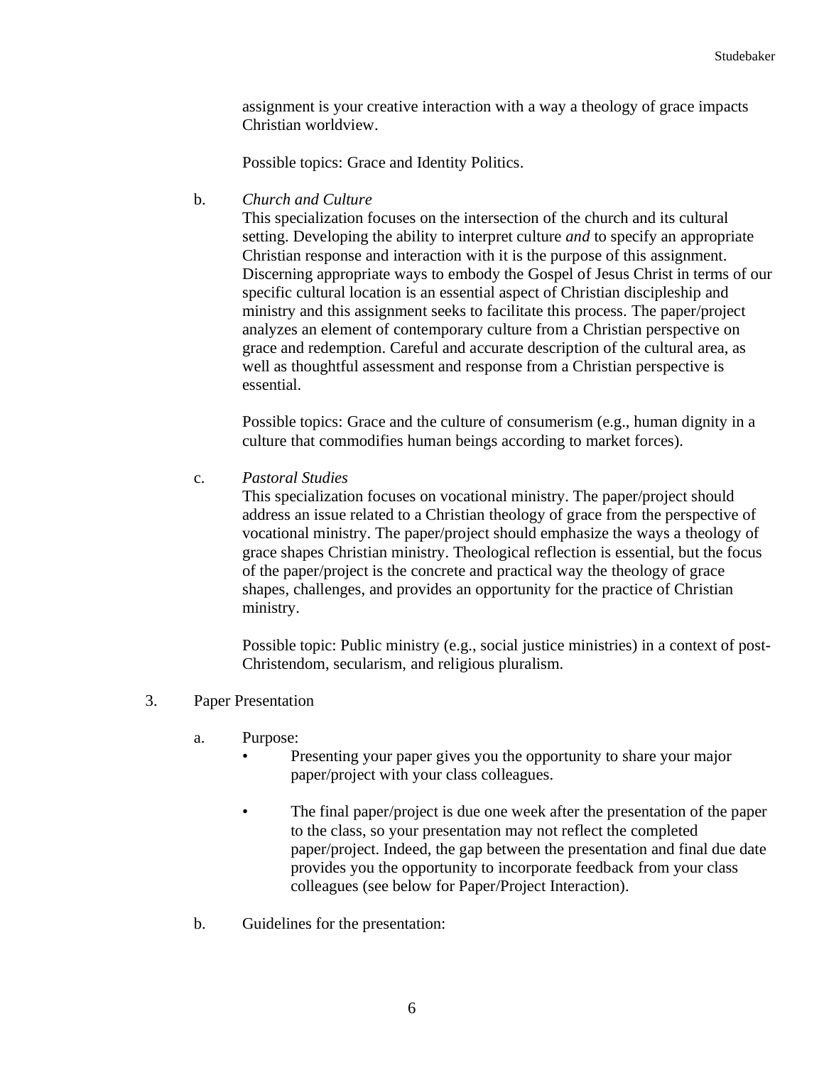assignment is your creative interaction with a way a theology of grace impacts Christian worldview.

Possible topics: Grace and Identity Politics.

b. *Church and Culture*

This specialization focuses on the intersection of the church and its cultural setting. Developing the ability to interpret culture *and* to specify an appropriate Christian response and interaction with it is the purpose of this assignment. Discerning appropriate ways to embody the Gospel of Jesus Christ in terms of our specific cultural location is an essential aspect of Christian discipleship and ministry and this assignment seeks to facilitate this process. The paper/project analyzes an element of contemporary culture from a Christian perspective on grace and redemption. Careful and accurate description of the cultural area, as well as thoughtful assessment and response from a Christian perspective is essential.

Possible topics: Grace and the culture of consumerism (e.g., human dignity in a culture that commodifies human beings according to market forces).

c. *Pastoral Studies*

This specialization focuses on vocational ministry. The paper/project should address an issue related to a Christian theology of grace from the perspective of vocational ministry. The paper/project should emphasize the ways a theology of grace shapes Christian ministry. Theological reflection is essential, but the focus of the paper/project is the concrete and practical way the theology of grace shapes, challenges, and provides an opportunity for the practice of Christian ministry.

Possible topic: Public ministry (e.g., social justice ministries) in a context of post-Christendom, secularism, and religious pluralism.

3. Paper Presentation

a. Purpose:

- Presenting your paper gives you the opportunity to share your major paper/project with your class colleagues.
- The final paper/project is due one week after the presentation of the paper to the class, so your presentation may not reflect the completed paper/project. Indeed, the gap between the presentation and final due date provides you the opportunity to incorporate feedback from your class colleagues (see below for Paper/Project Interaction).

b. Guidelines for the presentation: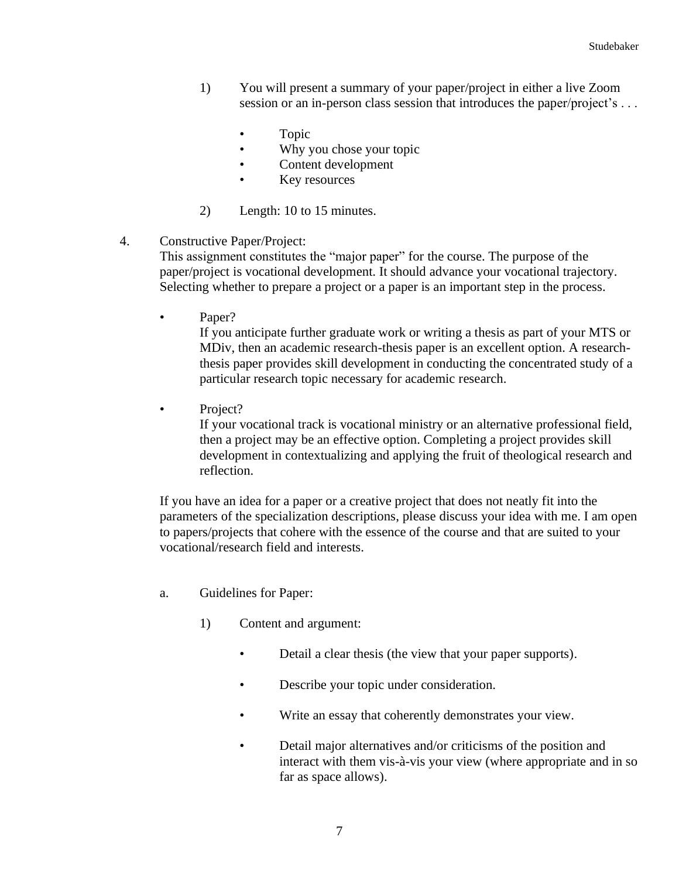1) You will present a summary of your paper/project in either a live Zoom session or an in-person class session that introduces the paper/project's . . .

   - Topic
   - Why you chose your topic
   - Content development
   - Key resources

2) Length: 10 to 15 minutes.

4. Constructive Paper/Project:
   This assignment constitutes the "major paper" for the course. The purpose of the paper/project is vocational development. It should advance your vocational trajectory. Selecting whether to prepare a project or a paper is an important step in the process.

   - Paper?
     If you anticipate further graduate work or writing a thesis as part of your MTS or MDiv, then an academic research-thesis paper is an excellent option. A research-thesis paper provides skill development in conducting the concentrated study of a particular research topic necessary for academic research.

   - Project?
     If your vocational track is vocational ministry or an alternative professional field, then a project may be an effective option. Completing a project provides skill development in contextualizing and applying the fruit of theological research and reflection.

   If you have an idea for a paper or a creative project that does not neatly fit into the parameters of the specialization descriptions, please discuss your idea with me. I am open to papers/projects that cohere with the essence of the course and that are suited to your vocational/research field and interests.

   a. Guidelines for Paper:

      1) Content and argument:

         - Detail a clear thesis (the view that your paper supports).

         - Describe your topic under consideration.

         - Write an essay that coherently demonstrates your view.

         - Detail major alternatives and/or criticisms of the position and interact with them vis-à-vis your view (where appropriate and in so far as space allows).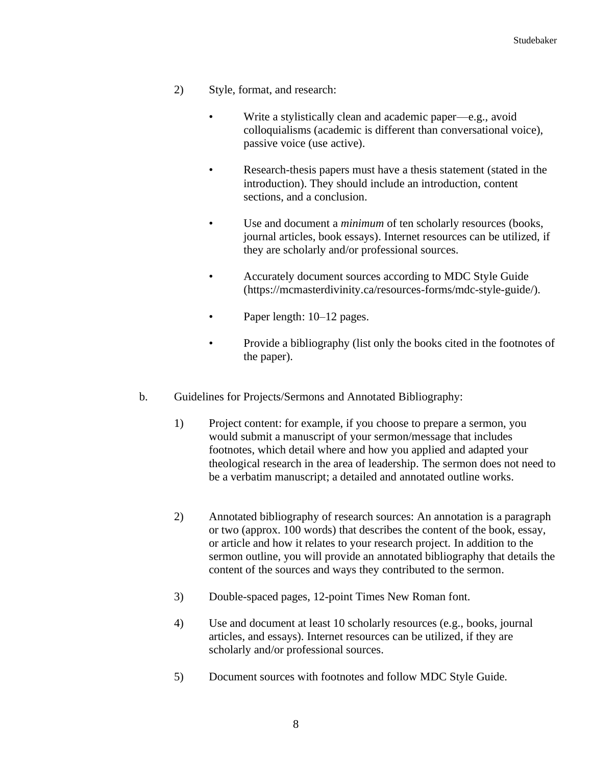2) Style, format, and research:

   - Write a stylistically clean and academic paper—e.g., avoid colloquialisms (academic is different than conversational voice), passive voice (use active).

   - Research-thesis papers must have a thesis statement (stated in the introduction). They should include an introduction, content sections, and a conclusion.

   - Use and document a *minimum* of ten scholarly resources (books, journal articles, book essays). Internet resources can be utilized, if they are scholarly and/or professional sources.

   - Accurately document sources according to MDC Style Guide (https://mcmasterdivinity.ca/resources-forms/mdc-style-guide/).

   - Paper length: 10–12 pages.

   - Provide a bibliography (list only the books cited in the footnotes of the paper).

b. Guidelines for Projects/Sermons and Annotated Bibliography:

1) Project content: for example, if you choose to prepare a sermon, you would submit a manuscript of your sermon/message that includes footnotes, which detail where and how you applied and adapted your theological research in the area of leadership. The sermon does not need to be a verbatim manuscript; a detailed and annotated outline works.

2) Annotated bibliography of research sources: An annotation is a paragraph or two (approx. 100 words) that describes the content of the book, essay, or article and how it relates to your research project. In addition to the sermon outline, you will provide an annotated bibliography that details the content of the sources and ways they contributed to the sermon.

3) Double-spaced pages, 12-point Times New Roman font.

4) Use and document at least 10 scholarly resources (e.g., books, journal articles, and essays). Internet resources can be utilized, if they are scholarly and/or professional sources.

5) Document sources with footnotes and follow MDC Style Guide.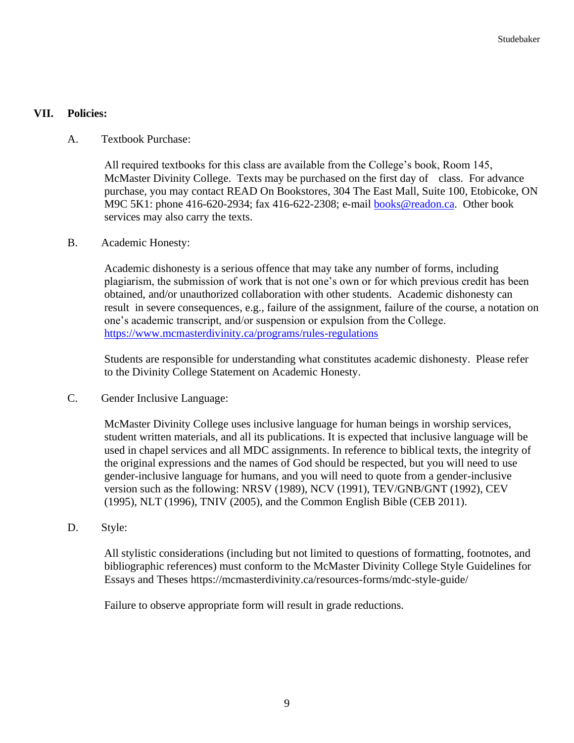## VII. Policies:

### A. Textbook Purchase:

All required textbooks for this class are available from the College's book, Room 145, McMaster Divinity College. Texts may be purchased on the first day of class. For advance purchase, you may contact READ On Bookstores, 304 The East Mall, Suite 100, Etobicoke, ON M9C 5K1: phone 416-620-2934; fax 416-622-2308; e-mail books@readon.ca. Other book services may also carry the texts.

### B. Academic Honesty:

Academic dishonesty is a serious offence that may take any number of forms, including plagiarism, the submission of work that is not one's own or for which previous credit has been obtained, and/or unauthorized collaboration with other students. Academic dishonesty can result in severe consequences, e.g., failure of the assignment, failure of the course, a notation on one's academic transcript, and/or suspension or expulsion from the College. https://www.mcmasterdivinity.ca/programs/rules-regulations

Students are responsible for understanding what constitutes academic dishonesty. Please refer to the Divinity College Statement on Academic Honesty.

### C. Gender Inclusive Language:

McMaster Divinity College uses inclusive language for human beings in worship services, student written materials, and all its publications. It is expected that inclusive language will be used in chapel services and all MDC assignments. In reference to biblical texts, the integrity of the original expressions and the names of God should be respected, but you will need to use gender-inclusive language for humans, and you will need to quote from a gender-inclusive version such as the following: NRSV (1989), NCV (1991), TEV/GNB/GNT (1992), CEV (1995), NLT (1996), TNIV (2005), and the Common English Bible (CEB 2011).

### D. Style:

All stylistic considerations (including but not limited to questions of formatting, footnotes, and bibliographic references) must conform to the McMaster Divinity College Style Guidelines for Essays and Theses https://mcmasterdivinity.ca/resources-forms/mdc-style-guide/

Failure to observe appropriate form will result in grade reductions.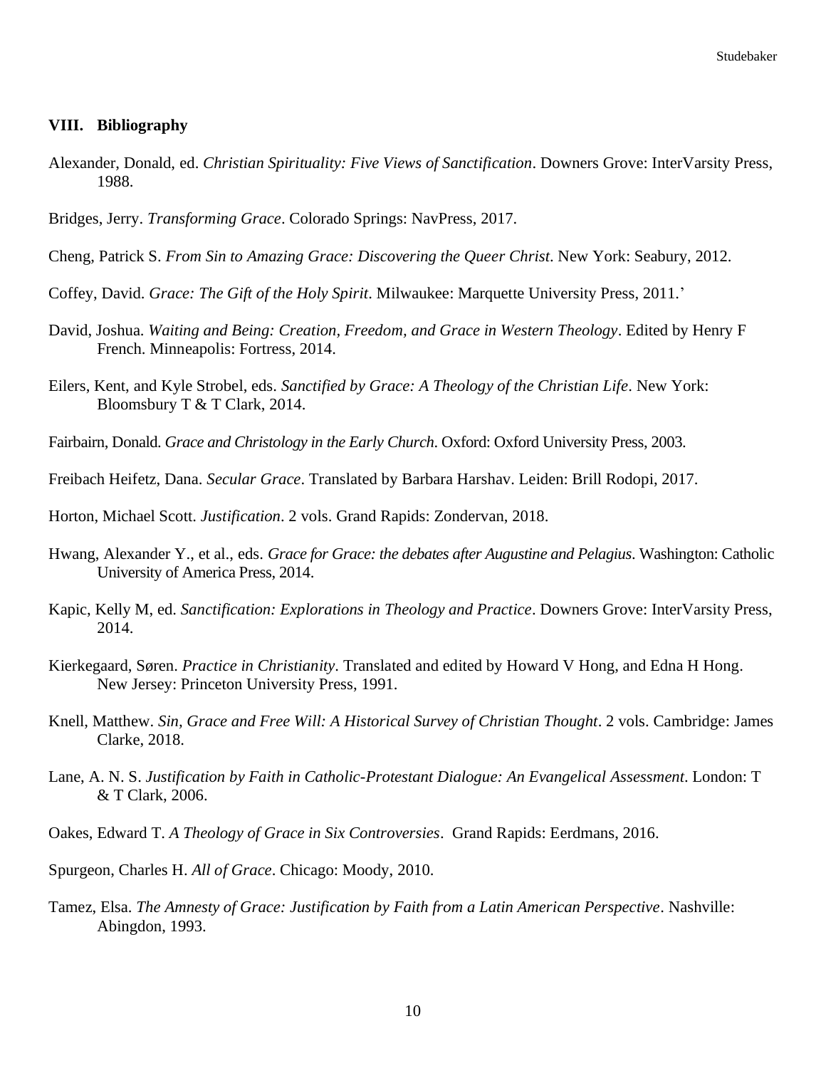## VIII. Bibliography

Alexander, Donald, ed. *Christian Spirituality: Five Views of Sanctification*. Downers Grove: InterVarsity Press, 1988.

Bridges, Jerry. *Transforming Grace*. Colorado Springs: NavPress, 2017.

Cheng, Patrick S. *From Sin to Amazing Grace: Discovering the Queer Christ*. New York: Seabury, 2012.

Coffey, David. *Grace: The Gift of the Holy Spirit*. Milwaukee: Marquette University Press, 2011.'

David, Joshua. *Waiting and Being: Creation, Freedom, and Grace in Western Theology*. Edited by Henry F French. Minneapolis: Fortress, 2014.

Eilers, Kent, and Kyle Strobel, eds. *Sanctified by Grace: A Theology of the Christian Life*. New York: Bloomsbury T & T Clark, 2014.

Fairbairn, Donald. *Grace and Christology in the Early Church*. Oxford: Oxford University Press, 2003.

Freibach Heifetz, Dana. *Secular Grace*. Translated by Barbara Harshav. Leiden: Brill Rodopi, 2017.

Horton, Michael Scott. *Justification*. 2 vols. Grand Rapids: Zondervan, 2018.

Hwang, Alexander Y., et al., eds. *Grace for Grace: the debates after Augustine and Pelagius*. Washington: Catholic University of America Press, 2014.

Kapic, Kelly M, ed. *Sanctification: Explorations in Theology and Practice*. Downers Grove: InterVarsity Press, 2014.

Kierkegaard, Søren. *Practice in Christianity*. Translated and edited by Howard V Hong, and Edna H Hong. New Jersey: Princeton University Press, 1991.

Knell, Matthew. *Sin, Grace and Free Will: A Historical Survey of Christian Thought*. 2 vols. Cambridge: James Clarke, 2018.

Lane, A. N. S. *Justification by Faith in Catholic-Protestant Dialogue: An Evangelical Assessment*. London: T & T Clark, 2006.

Oakes, Edward T. *A Theology of Grace in Six Controversies*. Grand Rapids: Eerdmans, 2016.

Spurgeon, Charles H. *All of Grace*. Chicago: Moody, 2010.

Tamez, Elsa. *The Amnesty of Grace: Justification by Faith from a Latin American Perspective*. Nashville: Abingdon, 1993.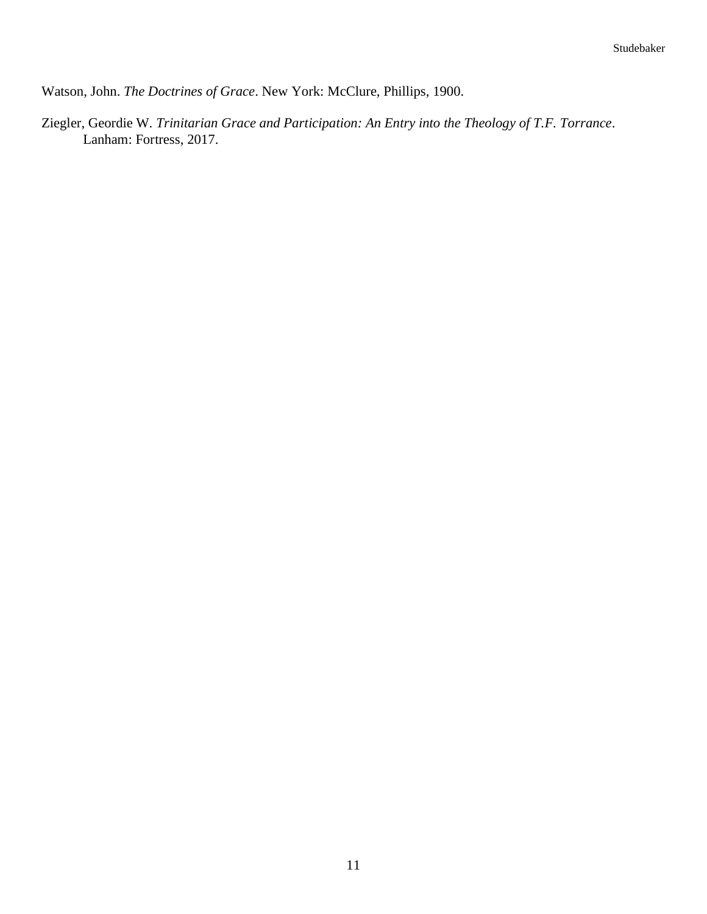Watson, John. *The Doctrines of Grace*. New York: McClure, Phillips, 1900.

Ziegler, Geordie W. *Trinitarian Grace and Participation: An Entry into the Theology of T.F. Torrance*. Lanham: Fortress, 2017.